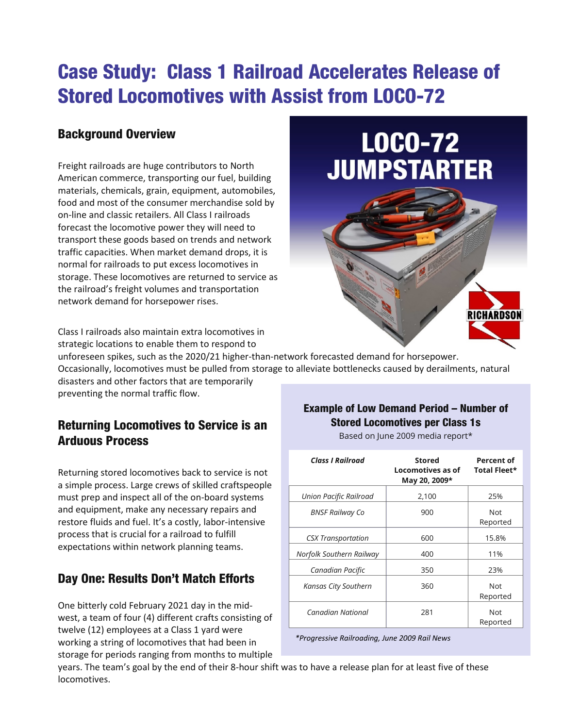# Case Study: Class 1 Railroad Accelerates Release of Stored Locomotives with Assist from LOCO-72

## Background Overview

Freight railroads are huge contributors to North American commerce, transporting our fuel, building materials, chemicals, grain, equipment, automobiles, food and most of the consumer merchandise sold by on-line and classic retailers. All Class I railroads forecast the locomotive power they will need to transport these goods based on trends and network traffic capacities. When market demand drops, it is normal for railroads to put excess locomotives in storage. These locomotives are returned to service as the railroad's freight volumes and transportation network demand for horsepower rises.

Class I railroads also maintain extra locomotives in strategic locations to enable them to respond to unforeseen spikes, such as the 2020/21 higher-than-network forecasted demand for horsepower. Occasionally, locomotives must be pulled from storage to alleviate bottlenecks caused by derailments, natural disasters and other factors that are temporarily preventing the normal traffic flow.

## Returning Locomotives to Service is an Arduous Process

Returning stored locomotives back to service is not a simple process. Large crews of skilled craftspeople must prep and inspect all of the on-board systems and equipment, make any necessary repairs and restore fluids and fuel. It's a costly, labor-intensive process that is crucial for a railroad to fulfill expectations within network planning teams.

## Day One: Results Don't Match Efforts

One bitterly cold February 2021 day in the mid-west, a team of four (4) different crafts consisting of twelve (12) employees at a Class 1 yard were working a string of locomotives that had been in storage for periods ranging from months to multiple years. The team's goal by the end of their 8-hour shift was to have a release plan for at least five of these locomotives.

### Example of Low Demand Period – Number of Stored Locomotives per Class 1s

Based on June 2009 media report*

| *Class I Railroad* | Stored Locomotives as of May 20, 2009* | Percent of Total Fleet* |
|---|---|---|
| *Union Pacific Railroad* | 2,100 | 25% |
| *BNSF Railway Co* | 900 | Not Reported |
| *CSX Transportation* | 600 | 15.8% |
| *Norfolk Southern Railway* | 400 | 11% |
| *Canadian Pacific* | 350 | 23% |
| *Kansas City Southern* | 360 | Not Reported |
| *Canadian National* | 281 | Not Reported |

*\*Progressive Railroading, June 2009 Rail News*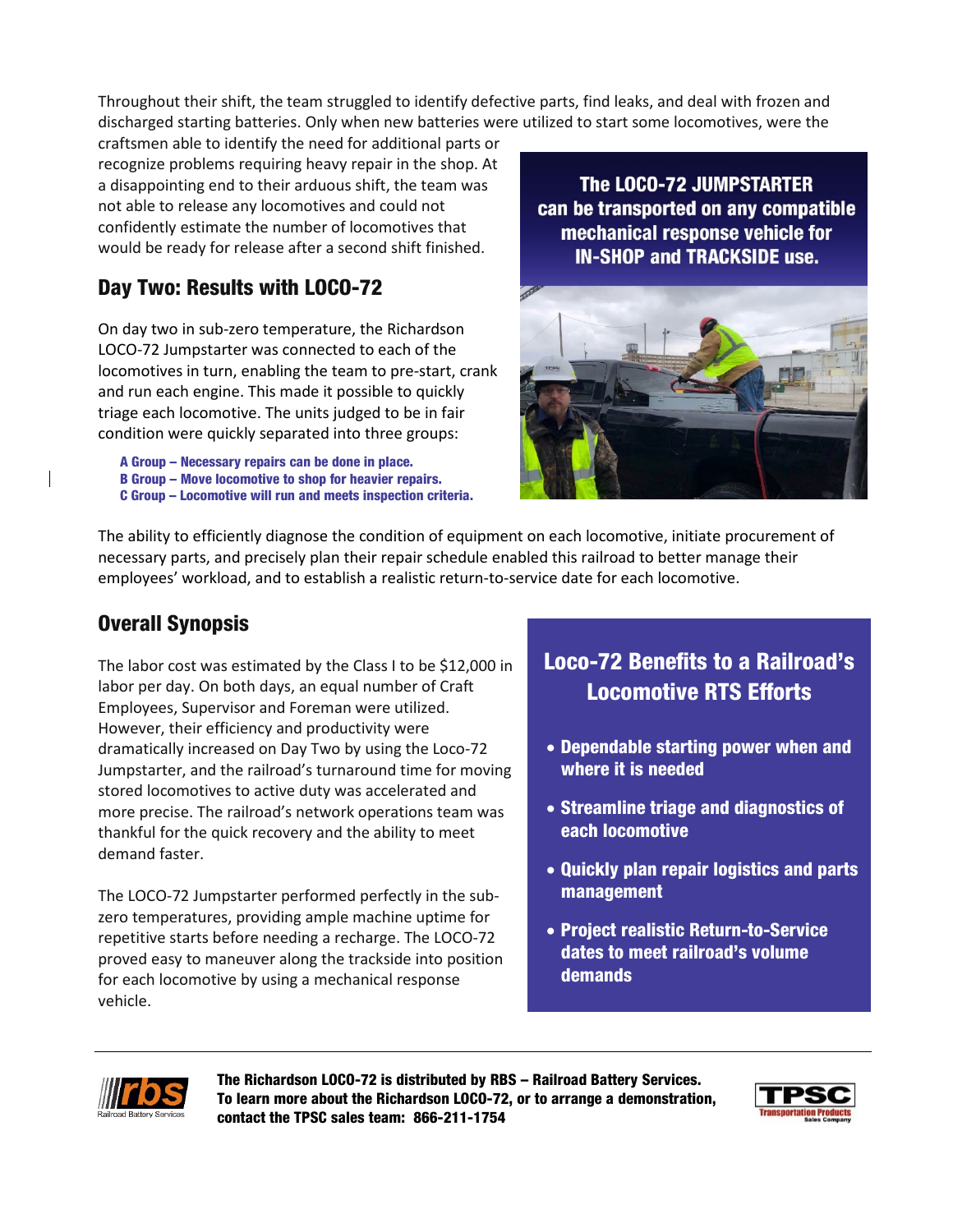Throughout their shift, the team struggled to identify defective parts, find leaks, and deal with frozen and discharged starting batteries. Only when new batteries were utilized to start some locomotives, were the craftsmen able to identify the need for additional parts or recognize problems requiring heavy repair in the shop. At a disappointing end to their arduous shift, the team was not able to release any locomotives and could not confidently estimate the number of locomotives that would be ready for release after a second shift finished.

**The LOCO-72 JUMPSTARTER can be transported on any compatible mechanical response vehicle for IN-SHOP and TRACKSIDE use.**

## Day Two: Results with LOCO-72

On day two in sub-zero temperature, the Richardson LOCO-72 Jumpstarter was connected to each of the locomotives in turn, enabling the team to pre-start, crank and run each engine. This made it possible to quickly triage each locomotive. The units judged to be in fair condition were quickly separated into three groups:

- **A Group – Necessary repairs can be done in place.**
- **B Group – Move locomotive to shop for heavier repairs.**
- **C Group – Locomotive will run and meets inspection criteria.**

The ability to efficiently diagnose the condition of equipment on each locomotive, initiate procurement of necessary parts, and precisely plan their repair schedule enabled this railroad to better manage their employees' workload, and to establish a realistic return-to-service date for each locomotive.

## Overall Synopsis

The labor cost was estimated by the Class I to be $12,000 in labor per day. On both days, an equal number of Craft Employees, Supervisor and Foreman were utilized. However, their efficiency and productivity were dramatically increased on Day Two by using the Loco-72 Jumpstarter, and the railroad's turnaround time for moving stored locomotives to active duty was accelerated and more precise. The railroad's network operations team was thankful for the quick recovery and the ability to meet demand faster.

The LOCO-72 Jumpstarter performed perfectly in the sub-zero temperatures, providing ample machine uptime for repetitive starts before needing a recharge. The LOCO-72 proved easy to maneuver along the trackside into position for each locomotive by using a mechanical response vehicle.

### Loco-72 Benefits to a Railroad's Locomotive RTS Efforts

- **Dependable starting power when and where it is needed**
- **Streamline triage and diagnostics of each locomotive**
- **Quickly plan repair logistics and parts management**
- **Project realistic Return-to-Service dates to meet railroad's volume demands**

rbs Railroad Battery Services

**The Richardson LOCO-72 is distributed by RBS – Railroad Battery Services. To learn more about the Richardson LOCO-72, or to arrange a demonstration, contact the TPSC sales team: 866-211-1754**

TPSC Transportation Products Sales Company